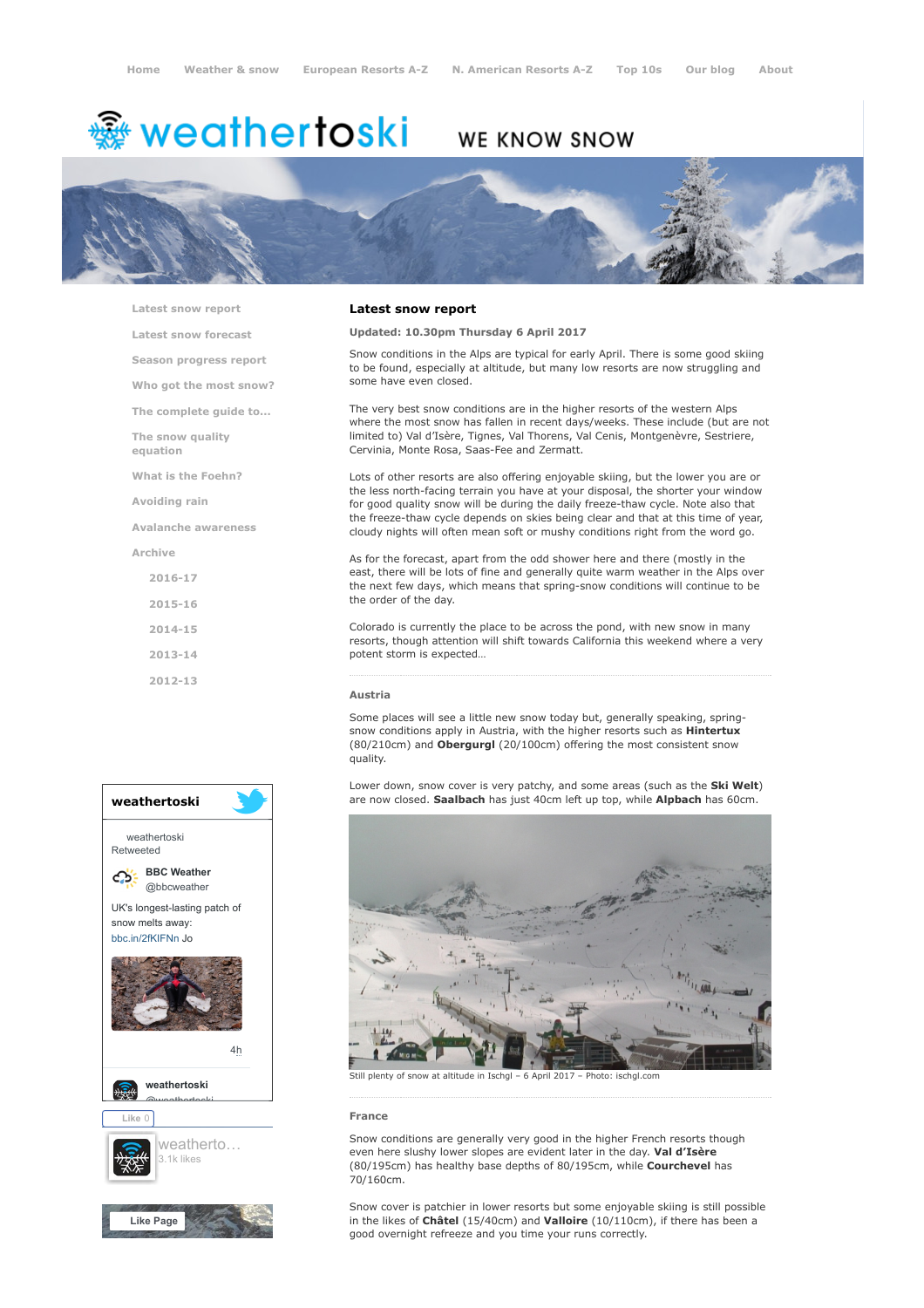Home | Weather & snow | European Resorts A-Z | N. American Resorts A-Z | Top 10s | Our blog | About

# weathertoski

WE KNOW SNOW

- Latest snow report
- Latest snow forecast
- Season progress report
- Who got the most snow?
- The complete guide to...
- The snow quality equation
- What is the Foehn?
- Avoiding rain
- Avalanche awareness
- Archive
  - 2016-17
  - 2015-16
  - 2014-15
  - 2013-14
  - 2012-13

## Latest snow report

**Updated: 10.30pm Thursday 6 April 2017**

Snow conditions in the Alps are typical for early April. There is some good skiing to be found, especially at altitude, but many low resorts are now struggling and some have even closed.

The very best snow conditions are in the higher resorts of the western Alps where the most snow has fallen in recent days/weeks. These include (but are not limited to) Val d'Isère, Tignes, Val Thorens, Val Cenis, Montgenèvre, Sestriere, Cervinia, Monte Rosa, Saas-Fee and Zermatt.

Lots of other resorts are also offering enjoyable skiing, but the lower you are or the less north-facing terrain you have at your disposal, the shorter your window for good quality snow will be during the daily freeze-thaw cycle. Note also that the freeze-thaw cycle depends on skies being clear and that at this time of year, cloudy nights will often mean soft or mushy conditions right from the word go.

As for the forecast, apart from the odd shower here and there (mostly in the east, there will be lots of fine and generally quite warm weather in the Alps over the next few days, which means that spring-snow conditions will continue to be the order of the day.

Colorado is currently the place to be across the pond, with new snow in many resorts, though attention will shift towards California this weekend where a very potent storm is expected…

### Austria

Some places will see a little new snow today but, generally speaking, spring-snow conditions apply in Austria, with the higher resorts such as **Hintertux** (80/210cm) and **Obergurgl** (20/100cm) offering the most consistent snow quality.

Lower down, snow cover is very patchy, and some areas (such as the **Ski Welt**) are now closed. **Saalbach** has just 40cm left up top, while **Alpbach** has 60cm.

Still plenty of snow at altitude in Ischgl – 6 April 2017 – Photo: ischgl.com

### France

Snow conditions are generally very good in the higher French resorts though even here slushy lower slopes are evident later in the day. **Val d'Isère** (80/195cm) has healthy base depths of 80/195cm, while **Courchevel** has 70/160cm.

Snow cover is patchier in lower resorts but some enjoyable skiing is still possible in the likes of **Châtel** (15/40cm) and **Valloire** (10/110cm), if there has been a good overnight refreeze and you time your runs correctly.

**weathertoski**

weathertoski Retweeted

**BBC Weather** @bbcweather

UK's longest-lasting patch of snow melts away: bbc.in/2fKIFNn Jo

4h

**weathertoski** @weathertoski

Like 0

weatherto… 3.1k likes

Like Page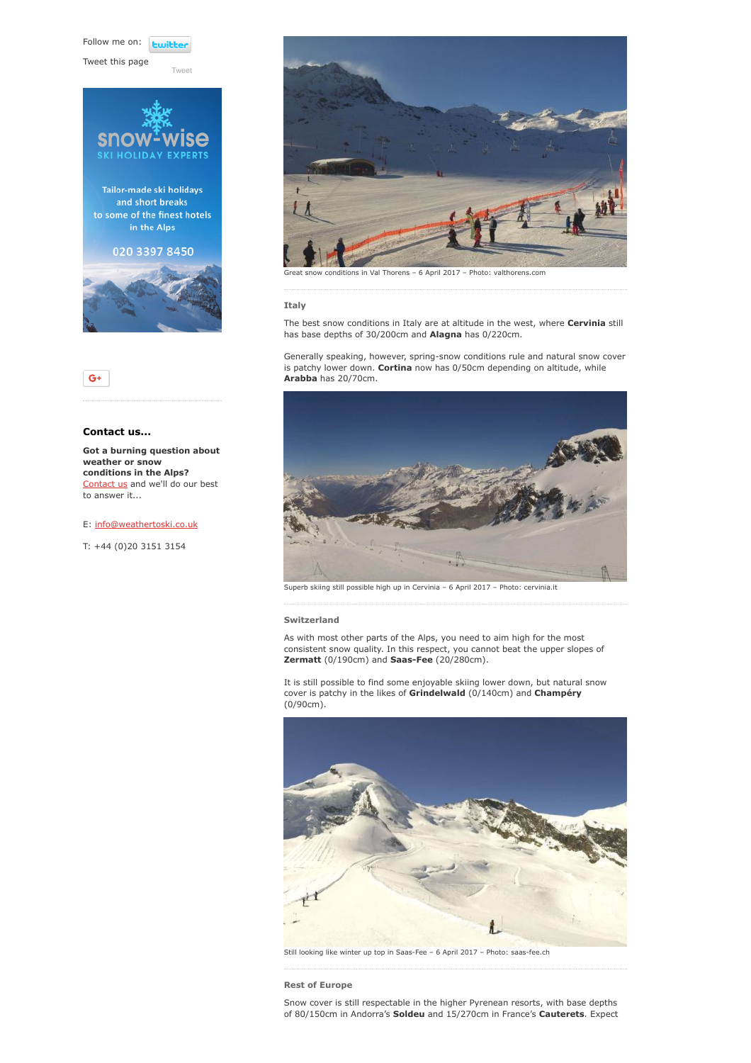Follow me on: twitter

Tweet this page

Tweet

snow-wise
SKI HOLIDAY EXPERTS

Tailor-made ski holidays and short breaks to some of the finest hotels in the Alps

020 3397 8450

G+

### Contact us...

**Got a burning question about weather or snow conditions in the Alps?** Contact us and we'll do our best to answer it...

E: info@weathertoski.co.uk

T: +44 (0)20 3151 3154

Great snow conditions in Val Thorens – 6 April 2017 – Photo: valthorens.com

### Italy

The best snow conditions in Italy are at altitude in the west, where **Cervinia** still has base depths of 30/200cm and **Alagna** has 0/220cm.

Generally speaking, however, spring-snow conditions rule and natural snow cover is patchy lower down. **Cortina** now has 0/50cm depending on altitude, while **Arabba** has 20/70cm.

Superb skiing still possible high up in Cervinia – 6 April 2017 – Photo: cervinia.it

### Switzerland

As with most other parts of the Alps, you need to aim high for the most consistent snow quality. In this respect, you cannot beat the upper slopes of **Zermatt** (0/190cm) and **Saas-Fee** (20/280cm).

It is still possible to find some enjoyable skiing lower down, but natural snow cover is patchy in the likes of **Grindelwald** (0/140cm) and **Champéry** (0/90cm).

Still looking like winter up top in Saas-Fee – 6 April 2017 – Photo: saas-fee.ch

### Rest of Europe

Snow cover is still respectable in the higher Pyrenean resorts, with base depths of 80/150cm in Andorra's **Soldeu** and 15/270cm in France's **Cauterets**. Expect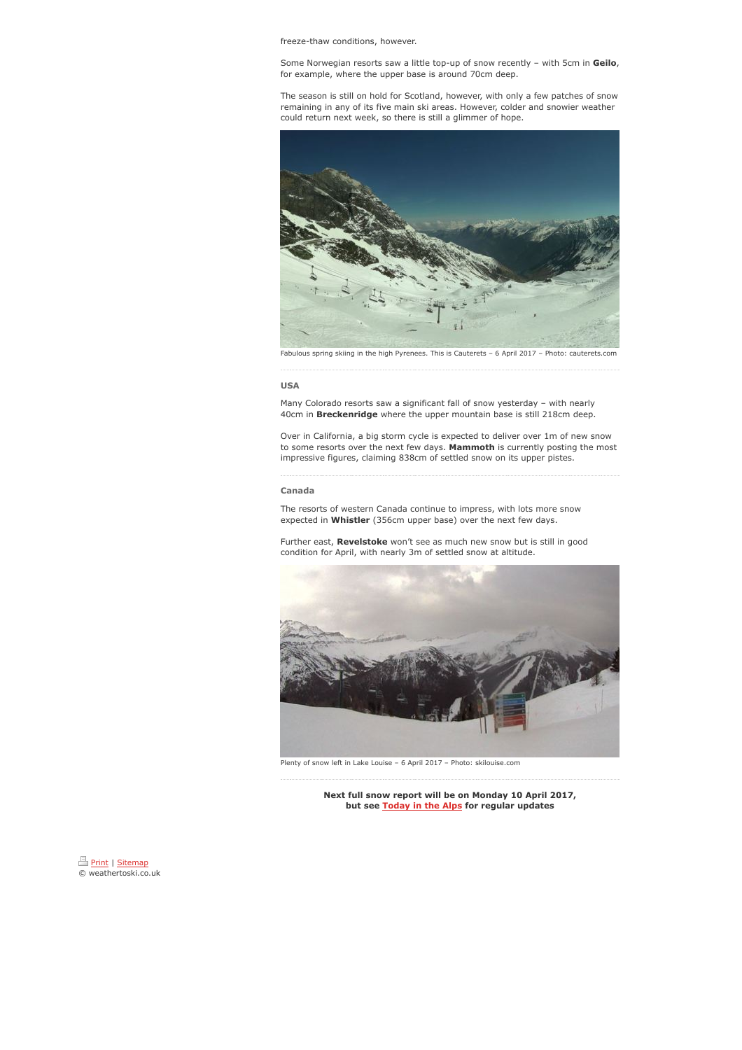freeze-thaw conditions, however.

Some Norwegian resorts saw a little top-up of snow recently – with 5cm in **Geilo**, for example, where the upper base is around 70cm deep.

The season is still on hold for Scotland, however, with only a few patches of snow remaining in any of its five main ski areas. However, colder and snowier weather could return next week, so there is still a glimmer of hope.

Fabulous spring skiing in the high Pyrenees. This is Cauterets – 6 April 2017 – Photo: cauterets.com

### USA

Many Colorado resorts saw a significant fall of snow yesterday – with nearly 40cm in **Breckenridge** where the upper mountain base is still 218cm deep.

Over in California, a big storm cycle is expected to deliver over 1m of new snow to some resorts over the next few days. **Mammoth** is currently posting the most impressive figures, claiming 838cm of settled snow on its upper pistes.

### Canada

The resorts of western Canada continue to impress, with lots more snow expected in **Whistler** (356cm upper base) over the next few days.

Further east, **Revelstoke** won't see as much new snow but is still in good condition for April, with nearly 3m of settled snow at altitude.

Plenty of snow left in Lake Louise – 6 April 2017 – Photo: skilouise.com

**Next full snow report will be on Monday 10 April 2017, but see Today in the Alps for regular updates**

Print | Sitemap
© weathertoski.co.uk